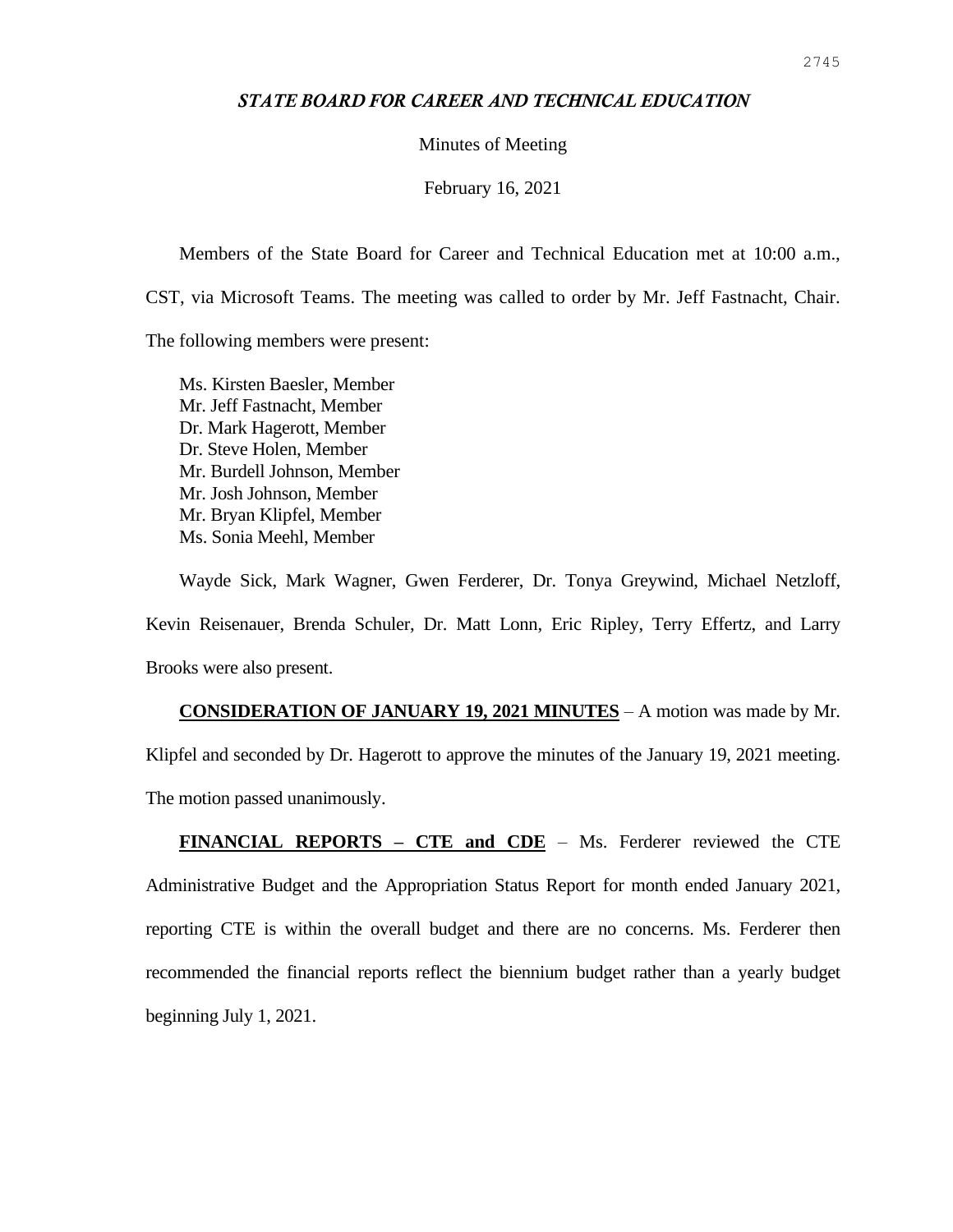# *STATE BOARD FOR CAREER AND TECHNICAL EDUCATION*

Minutes of Meeting

February 16, 2021

Members of the State Board for Career and Technical Education met at 10:00 a.m., CST, via Microsoft Teams. The meeting was called to order by Mr. Jeff Fastnacht, Chair. The following members were present:

Ms. Kirsten Baesler, Member
Mr. Jeff Fastnacht, Member
Dr. Mark Hagerott, Member
Dr. Steve Holen, Member
Mr. Burdell Johnson, Member
Mr. Josh Johnson, Member
Mr. Bryan Klipfel, Member
Ms. Sonia Meehl, Member

Wayde Sick, Mark Wagner, Gwen Ferderer, Dr. Tonya Greywind, Michael Netzloff, Kevin Reisenauer, Brenda Schuler, Dr. Matt Lonn, Eric Ripley, Terry Effertz, and Larry Brooks were also present.

**CONSIDERATION OF JANUARY 19, 2021 MINUTES** – A motion was made by Mr. Klipfel and seconded by Dr. Hagerott to approve the minutes of the January 19, 2021 meeting. The motion passed unanimously.

**FINANCIAL REPORTS – CTE and CDE** – Ms. Ferderer reviewed the CTE Administrative Budget and the Appropriation Status Report for month ended January 2021, reporting CTE is within the overall budget and there are no concerns. Ms. Ferderer then recommended the financial reports reflect the biennium budget rather than a yearly budget beginning July 1, 2021.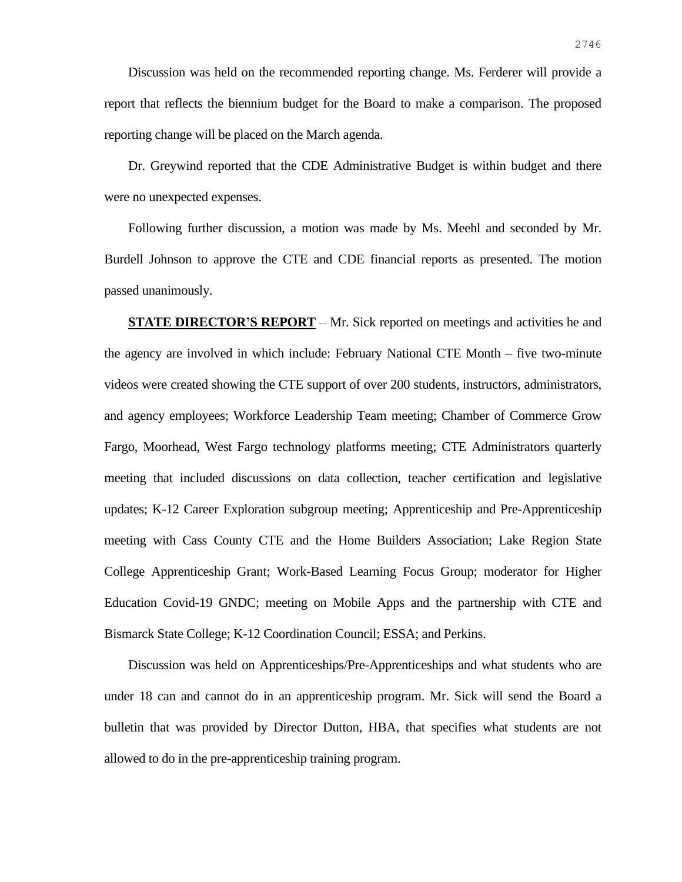Discussion was held on the recommended reporting change. Ms. Ferderer will provide a report that reflects the biennium budget for the Board to make a comparison. The proposed reporting change will be placed on the March agenda.

Dr. Greywind reported that the CDE Administrative Budget is within budget and there were no unexpected expenses.

Following further discussion, a motion was made by Ms. Meehl and seconded by Mr. Burdell Johnson to approve the CTE and CDE financial reports as presented. The motion passed unanimously.

**STATE DIRECTOR'S REPORT** – Mr. Sick reported on meetings and activities he and the agency are involved in which include: February National CTE Month – five two-minute videos were created showing the CTE support of over 200 students, instructors, administrators, and agency employees; Workforce Leadership Team meeting; Chamber of Commerce Grow Fargo, Moorhead, West Fargo technology platforms meeting; CTE Administrators quarterly meeting that included discussions on data collection, teacher certification and legislative updates; K-12 Career Exploration subgroup meeting; Apprenticeship and Pre-Apprenticeship meeting with Cass County CTE and the Home Builders Association; Lake Region State College Apprenticeship Grant; Work-Based Learning Focus Group; moderator for Higher Education Covid-19 GNDC; meeting on Mobile Apps and the partnership with CTE and Bismarck State College; K-12 Coordination Council; ESSA; and Perkins.

Discussion was held on Apprenticeships/Pre-Apprenticeships and what students who are under 18 can and cannot do in an apprenticeship program. Mr. Sick will send the Board a bulletin that was provided by Director Dutton, HBA, that specifies what students are not allowed to do in the pre-apprenticeship training program.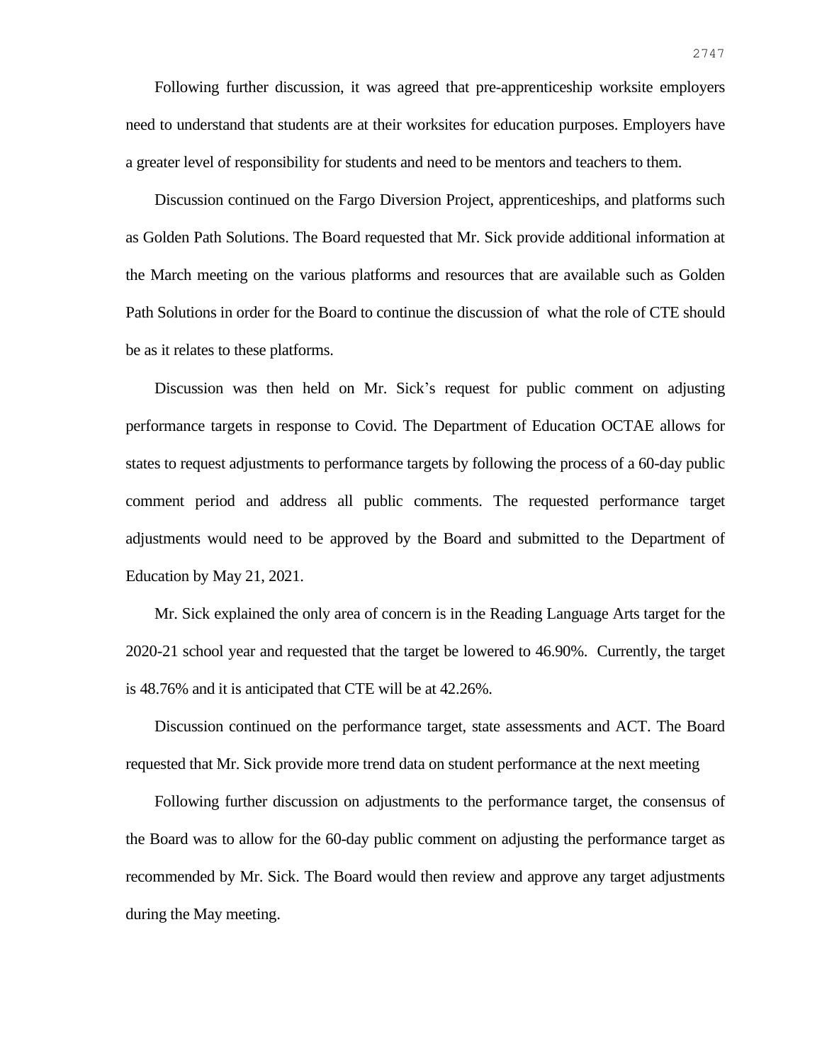Following further discussion, it was agreed that pre-apprenticeship worksite employers need to understand that students are at their worksites for education purposes. Employers have a greater level of responsibility for students and need to be mentors and teachers to them.

Discussion continued on the Fargo Diversion Project, apprenticeships, and platforms such as Golden Path Solutions. The Board requested that Mr. Sick provide additional information at the March meeting on the various platforms and resources that are available such as Golden Path Solutions in order for the Board to continue the discussion of what the role of CTE should be as it relates to these platforms.

Discussion was then held on Mr. Sick's request for public comment on adjusting performance targets in response to Covid. The Department of Education OCTAE allows for states to request adjustments to performance targets by following the process of a 60-day public comment period and address all public comments. The requested performance target adjustments would need to be approved by the Board and submitted to the Department of Education by May 21, 2021.

Mr. Sick explained the only area of concern is in the Reading Language Arts target for the 2020-21 school year and requested that the target be lowered to 46.90%. Currently, the target is 48.76% and it is anticipated that CTE will be at 42.26%.

Discussion continued on the performance target, state assessments and ACT. The Board requested that Mr. Sick provide more trend data on student performance at the next meeting

Following further discussion on adjustments to the performance target, the consensus of the Board was to allow for the 60-day public comment on adjusting the performance target as recommended by Mr. Sick. The Board would then review and approve any target adjustments during the May meeting.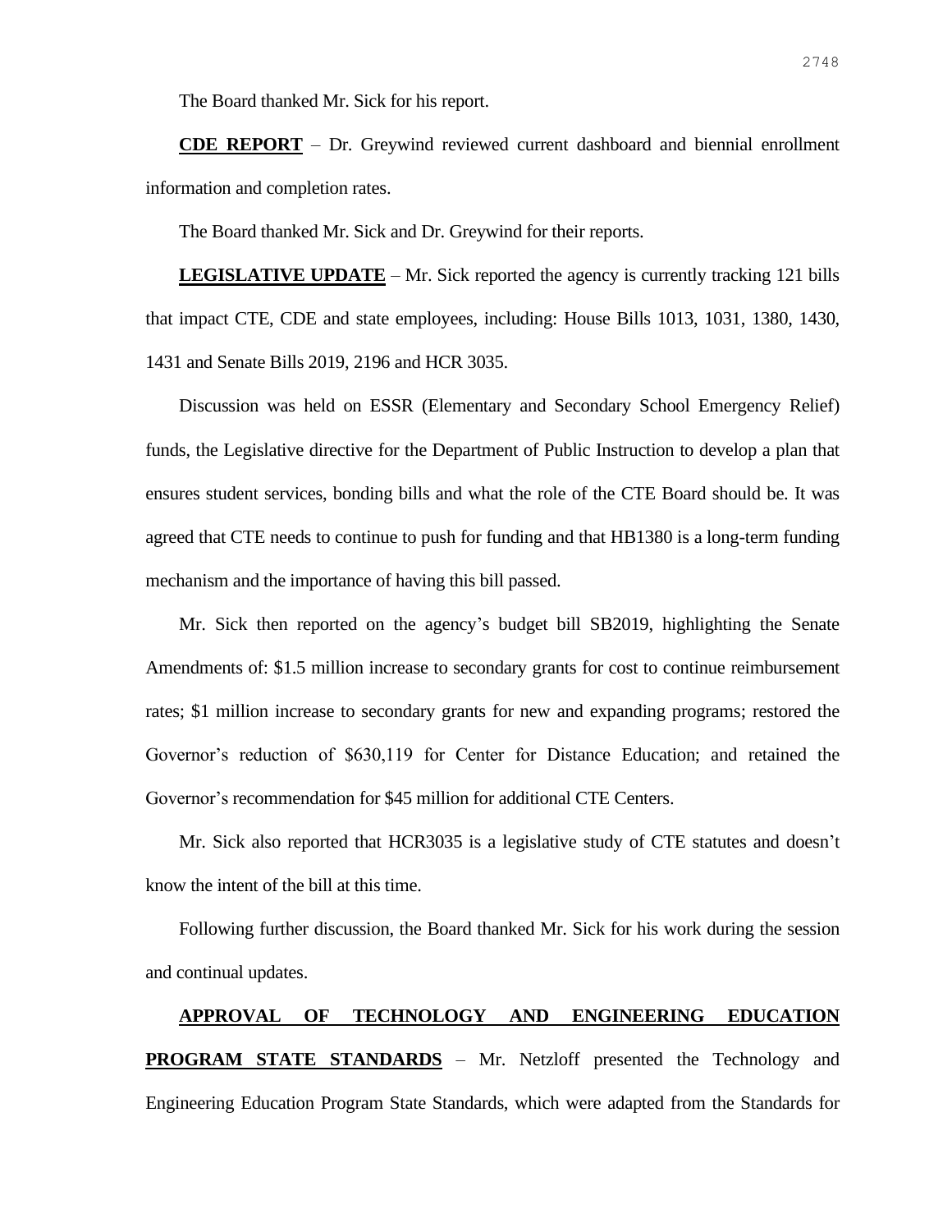The Board thanked Mr. Sick for his report.

**CDE REPORT** – Dr. Greywind reviewed current dashboard and biennial enrollment information and completion rates.

The Board thanked Mr. Sick and Dr. Greywind for their reports.

**LEGISLATIVE UPDATE** – Mr. Sick reported the agency is currently tracking 121 bills that impact CTE, CDE and state employees, including: House Bills 1013, 1031, 1380, 1430, 1431 and Senate Bills 2019, 2196 and HCR 3035.

Discussion was held on ESSR (Elementary and Secondary School Emergency Relief) funds, the Legislative directive for the Department of Public Instruction to develop a plan that ensures student services, bonding bills and what the role of the CTE Board should be. It was agreed that CTE needs to continue to push for funding and that HB1380 is a long-term funding mechanism and the importance of having this bill passed.

Mr. Sick then reported on the agency's budget bill SB2019, highlighting the Senate Amendments of: $1.5 million increase to secondary grants for cost to continue reimbursement rates; $1 million increase to secondary grants for new and expanding programs; restored the Governor's reduction of $630,119 for Center for Distance Education; and retained the Governor's recommendation for $45 million for additional CTE Centers.

Mr. Sick also reported that HCR3035 is a legislative study of CTE statutes and doesn't know the intent of the bill at this time.

Following further discussion, the Board thanked Mr. Sick for his work during the session and continual updates.

**APPROVAL OF TECHNOLOGY AND ENGINEERING EDUCATION PROGRAM STATE STANDARDS** – Mr. Netzloff presented the Technology and Engineering Education Program State Standards, which were adapted from the Standards for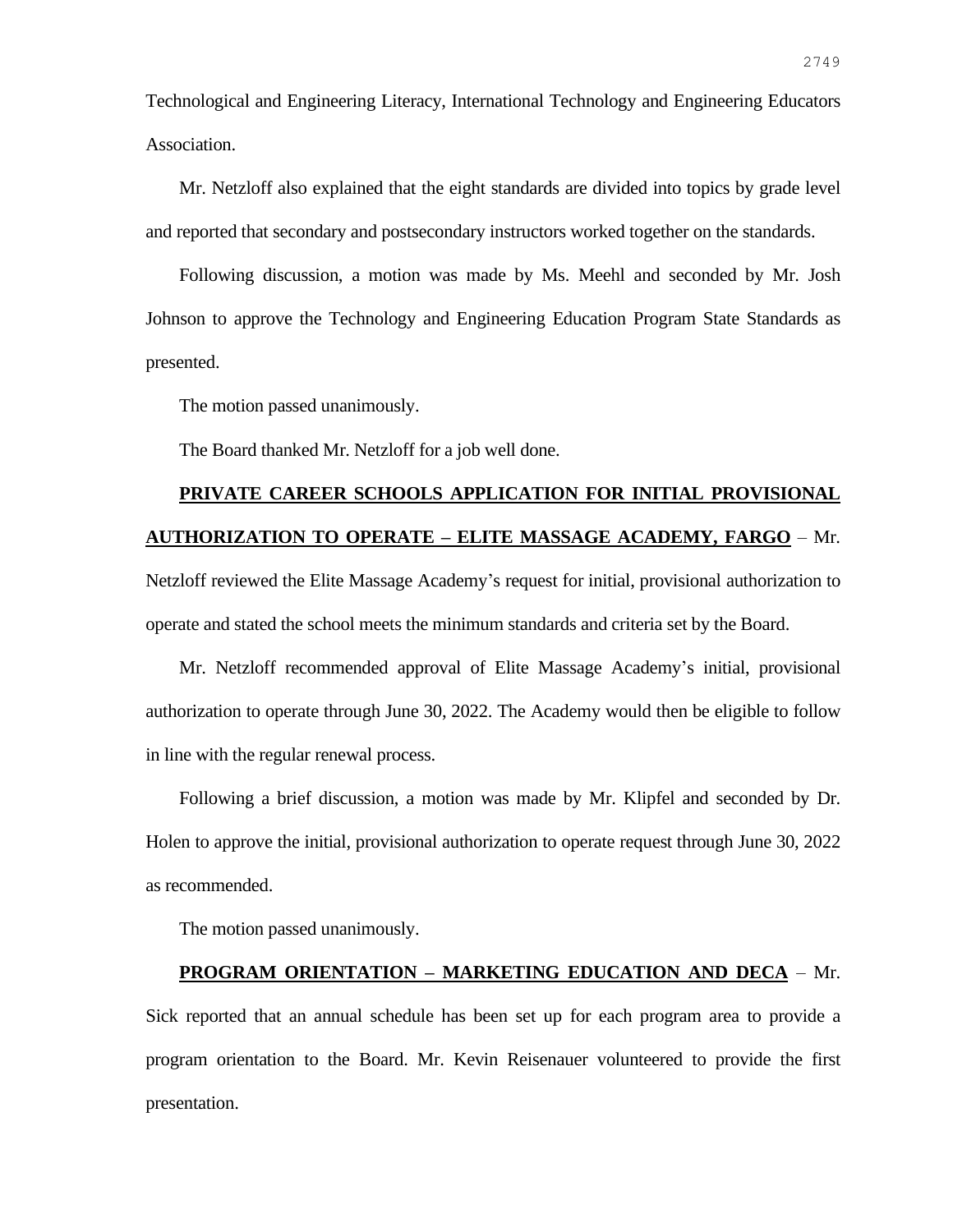Technological and Engineering Literacy, International Technology and Engineering Educators Association.

Mr. Netzloff also explained that the eight standards are divided into topics by grade level and reported that secondary and postsecondary instructors worked together on the standards.

Following discussion, a motion was made by Ms. Meehl and seconded by Mr. Josh Johnson to approve the Technology and Engineering Education Program State Standards as presented.

The motion passed unanimously.

The Board thanked Mr. Netzloff for a job well done.

**PRIVATE CAREER SCHOOLS APPLICATION FOR INITIAL PROVISIONAL AUTHORIZATION TO OPERATE – ELITE MASSAGE ACADEMY, FARGO** – Mr. Netzloff reviewed the Elite Massage Academy's request for initial, provisional authorization to operate and stated the school meets the minimum standards and criteria set by the Board.

Mr. Netzloff recommended approval of Elite Massage Academy's initial, provisional authorization to operate through June 30, 2022. The Academy would then be eligible to follow in line with the regular renewal process.

Following a brief discussion, a motion was made by Mr. Klipfel and seconded by Dr. Holen to approve the initial, provisional authorization to operate request through June 30, 2022 as recommended.

The motion passed unanimously.

**PROGRAM ORIENTATION – MARKETING EDUCATION AND DECA** – Mr. Sick reported that an annual schedule has been set up for each program area to provide a program orientation to the Board. Mr. Kevin Reisenauer volunteered to provide the first presentation.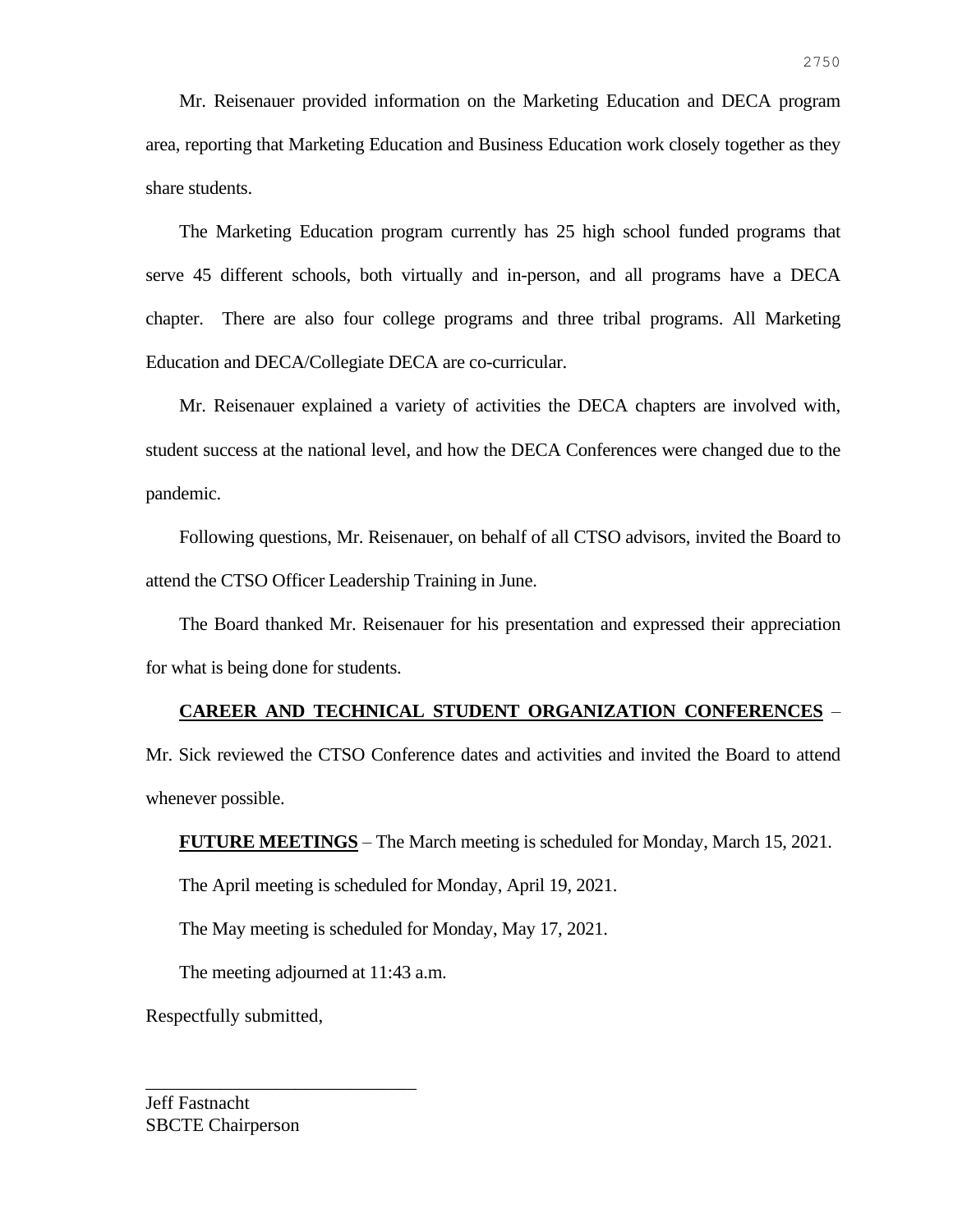Mr. Reisenauer provided information on the Marketing Education and DECA program area, reporting that Marketing Education and Business Education work closely together as they share students.

The Marketing Education program currently has 25 high school funded programs that serve 45 different schools, both virtually and in-person, and all programs have a DECA chapter. There are also four college programs and three tribal programs. All Marketing Education and DECA/Collegiate DECA are co-curricular.

Mr. Reisenauer explained a variety of activities the DECA chapters are involved with, student success at the national level, and how the DECA Conferences were changed due to the pandemic.

Following questions, Mr. Reisenauer, on behalf of all CTSO advisors, invited the Board to attend the CTSO Officer Leadership Training in June.

The Board thanked Mr. Reisenauer for his presentation and expressed their appreciation for what is being done for students.

**CAREER AND TECHNICAL STUDENT ORGANIZATION CONFERENCES** – Mr. Sick reviewed the CTSO Conference dates and activities and invited the Board to attend whenever possible.

**FUTURE MEETINGS** – The March meeting is scheduled for Monday, March 15, 2021.

The April meeting is scheduled for Monday, April 19, 2021.

The May meeting is scheduled for Monday, May 17, 2021.

The meeting adjourned at 11:43 a.m.

Respectfully submitted,

\_\_\_\_\_\_\_\_\_\_\_\_\_\_\_\_\_\_\_\_\_\_\_\_\_\_\_\_\_\_

Jeff Fastnacht
SBCTE Chairperson